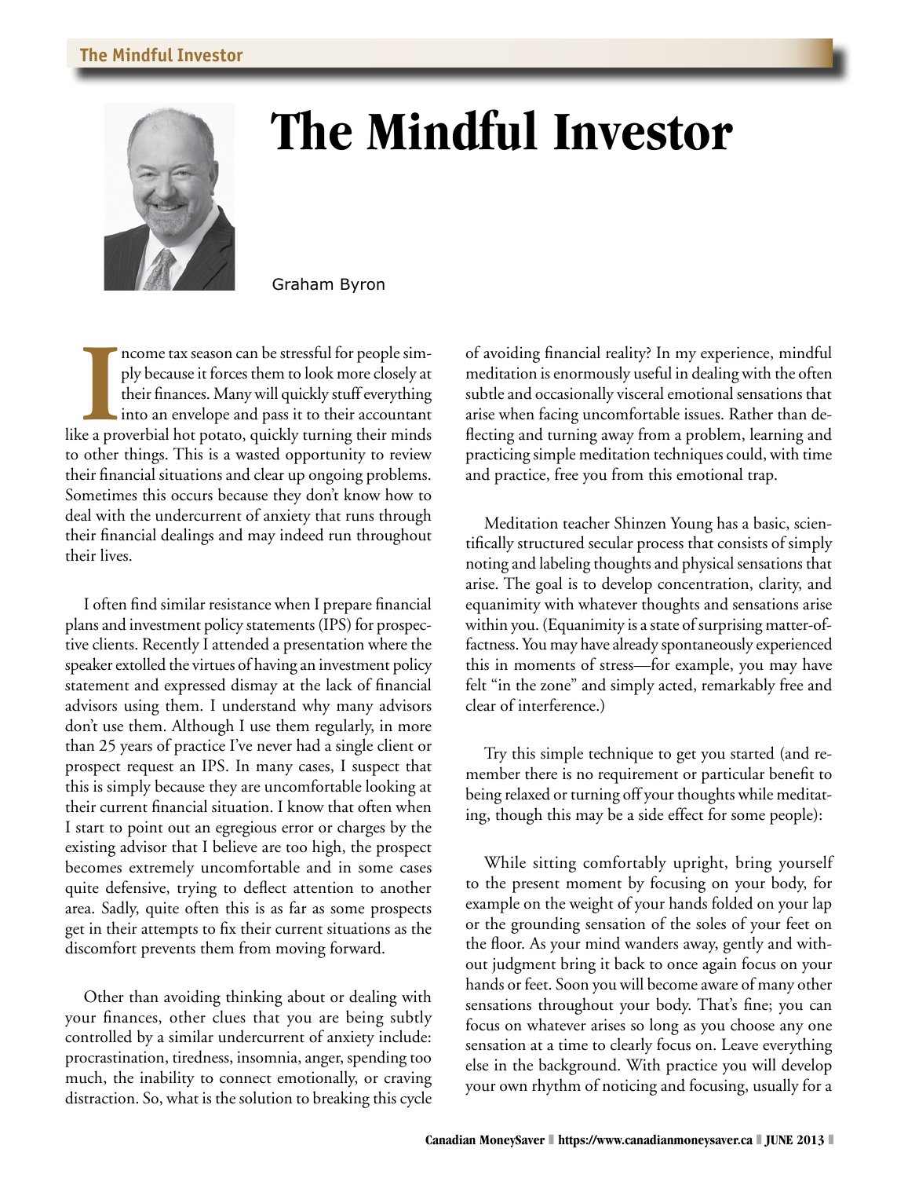# The Mindful Investor

Graham Byron

Income tax season can be stressful for people simply because it forces them to look more closely at their finances. Many will quickly stuff everything into an envelope and pass it to their accountant like a proverbial hot potato, quickly turning their minds to other things. This is a wasted opportunity to review their financial situations and clear up ongoing problems. Sometimes this occurs because they don't know how to deal with the undercurrent of anxiety that runs through their financial dealings and may indeed run throughout their lives.

I often find similar resistance when I prepare financial plans and investment policy statements (IPS) for prospective clients. Recently I attended a presentation where the speaker extolled the virtues of having an investment policy statement and expressed dismay at the lack of financial advisors using them. I understand why many advisors don't use them. Although I use them regularly, in more than 25 years of practice I've never had a single client or prospect request an IPS. In many cases, I suspect that this is simply because they are uncomfortable looking at their current financial situation. I know that often when I start to point out an egregious error or charges by the existing advisor that I believe are too high, the prospect becomes extremely uncomfortable and in some cases quite defensive, trying to deflect attention to another area. Sadly, quite often this is as far as some prospects get in their attempts to fix their current situations as the discomfort prevents them from moving forward.

Other than avoiding thinking about or dealing with your finances, other clues that you are being subtly controlled by a similar undercurrent of anxiety include: procrastination, tiredness, insomnia, anger, spending too much, the inability to connect emotionally, or craving distraction. So, what is the solution to breaking this cycle of avoiding financial reality? In my experience, mindful meditation is enormously useful in dealing with the often subtle and occasionally visceral emotional sensations that arise when facing uncomfortable issues. Rather than deflecting and turning away from a problem, learning and practicing simple meditation techniques could, with time and practice, free you from this emotional trap.

Meditation teacher Shinzen Young has a basic, scientifically structured secular process that consists of simply noting and labeling thoughts and physical sensations that arise. The goal is to develop concentration, clarity, and equanimity with whatever thoughts and sensations arise within you. (Equanimity is a state of surprising matter-of-factness. You may have already spontaneously experienced this in moments of stress—for example, you may have felt "in the zone" and simply acted, remarkably free and clear of interference.)

Try this simple technique to get you started (and remember there is no requirement or particular benefit to being relaxed or turning off your thoughts while meditating, though this may be a side effect for some people):

While sitting comfortably upright, bring yourself to the present moment by focusing on your body, for example on the weight of your hands folded on your lap or the grounding sensation of the soles of your feet on the floor. As your mind wanders away, gently and without judgment bring it back to once again focus on your hands or feet. Soon you will become aware of many other sensations throughout your body. That's fine; you can focus on whatever arises so long as you choose any one sensation at a time to clearly focus on. Leave everything else in the background. With practice you will develop your own rhythm of noticing and focusing, usually for a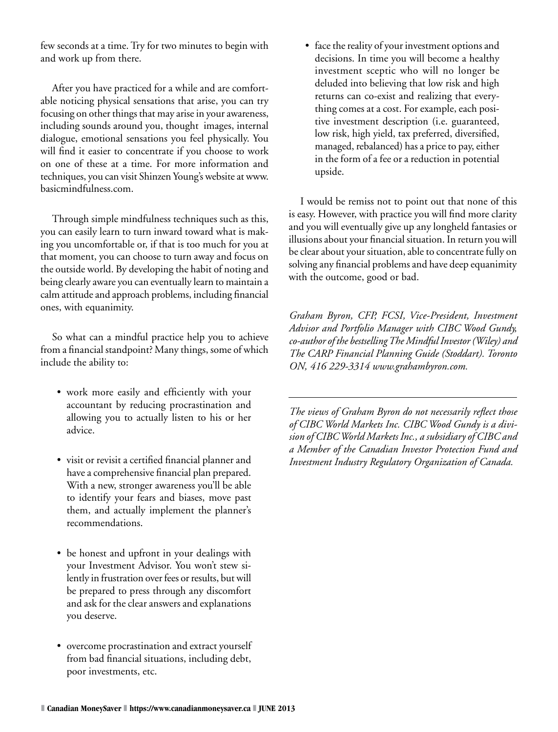few seconds at a time. Try for two minutes to begin with and work up from there.

After you have practiced for a while and are comfortable noticing physical sensations that arise, you can try focusing on other things that may arise in your awareness, including sounds around you, thought images, internal dialogue, emotional sensations you feel physically. You will find it easier to concentrate if you choose to work on one of these at a time. For more information and techniques, you can visit Shinzen Young's website at www.basicmindfulness.com.

Through simple mindfulness techniques such as this, you can easily learn to turn inward toward what is making you uncomfortable or, if that is too much for you at that moment, you can choose to turn away and focus on the outside world. By developing the habit of noting and being clearly aware you can eventually learn to maintain a calm attitude and approach problems, including financial ones, with equanimity.

So what can a mindful practice help you to achieve from a financial standpoint? Many things, some of which include the ability to:

- work more easily and efficiently with your accountant by reducing procrastination and allowing you to actually listen to his or her advice.
- visit or revisit a certified financial planner and have a comprehensive financial plan prepared. With a new, stronger awareness you'll be able to identify your fears and biases, move past them, and actually implement the planner's recommendations.
- be honest and upfront in your dealings with your Investment Advisor. You won't stew silently in frustration over fees or results, but will be prepared to press through any discomfort and ask for the clear answers and explanations you deserve.
- overcome procrastination and extract yourself from bad financial situations, including debt, poor investments, etc.
- face the reality of your investment options and decisions. In time you will become a healthy investment sceptic who will no longer be deluded into believing that low risk and high returns can co-exist and realizing that everything comes at a cost. For example, each positive investment description (i.e. guaranteed, low risk, high yield, tax preferred, diversified, managed, rebalanced) has a price to pay, either in the form of a fee or a reduction in potential upside.

I would be remiss not to point out that none of this is easy. However, with practice you will find more clarity and you will eventually give up any longheld fantasies or illusions about your financial situation. In return you will be clear about your situation, able to concentrate fully on solving any financial problems and have deep equanimity with the outcome, good or bad.

*Graham Byron, CFP, FCSI, Vice-President, Investment Advisor and Portfolio Manager with CIBC Wood Gundy, co-author of the bestselling The Mindful Investor (Wiley) and The CARP Financial Planning Guide (Stoddart). Toronto ON, 416 229-3314 www.grahambyron.com.*

---

*The views of Graham Byron do not necessarily reflect those of CIBC World Markets Inc. CIBC Wood Gundy is a division of CIBC World Markets Inc., a subsidiary of CIBC and a Member of the Canadian Investor Protection Fund and Investment Industry Regulatory Organization of Canada.*